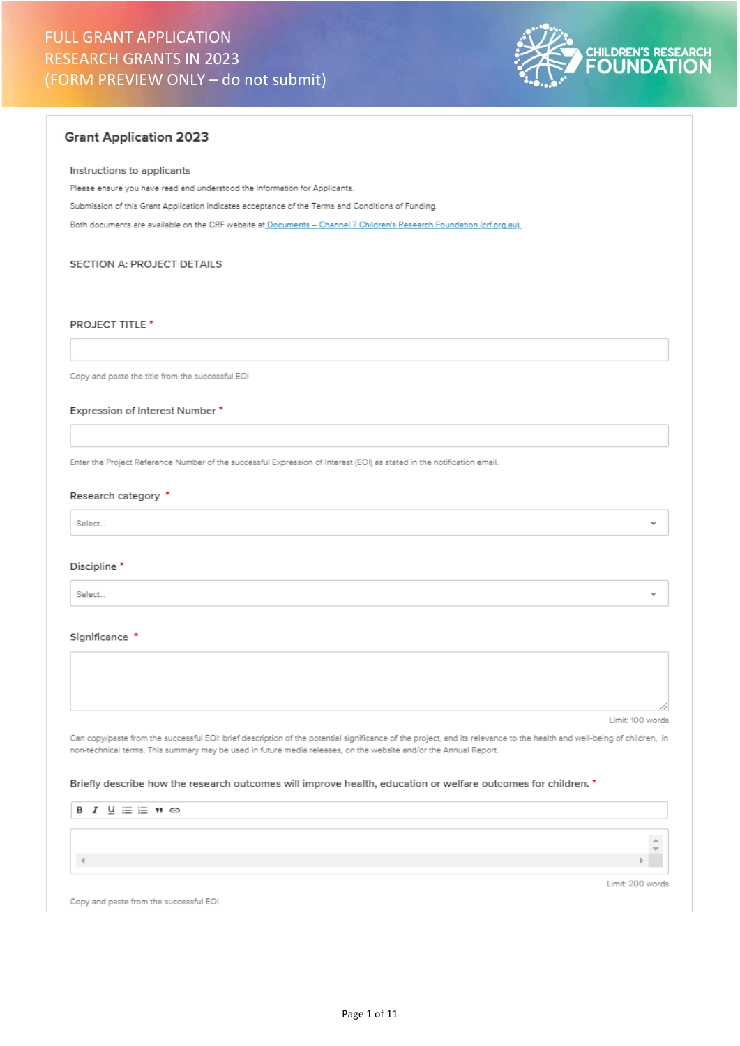FULL GRANT APPLICATION
RESEARCH GRANTS IN 2023
(FORM PREVIEW ONLY – do not submit)

CHILDREN'S RESEARCH FOUNDATION

# Grant Application 2023

## Instructions to applicants

Please ensure you have read and understood the Information for Applicants.

Submission of this Grant Application indicates acceptance of the Terms and Conditions of Funding.

Both documents are available on the CRF website at Documents – Channel 7 Children's Research Foundation (crf.org.au)

## SECTION A: PROJECT DETAILS

**PROJECT TITLE** *

Copy and paste the title from the successful EOI

**Expression of Interest Number** *

Enter the Project Reference Number of the successful Expression of Interest (EOI) as stated in the notification email.

**Research category** *

Select...

**Discipline** *

Select...

**Significance** *

Limit: 100 words

Can copy/paste from the successful EOI: brief description of the potential significance of the project, and its relevance to the health and well-being of children, in non-technical terms. This summary may be used in future media releases, on the website and/or the Annual Report.

**Briefly describe how the research outcomes will improve health, education or welfare outcomes for children.** *

Limit: 200 words

Copy and paste from the successful EOI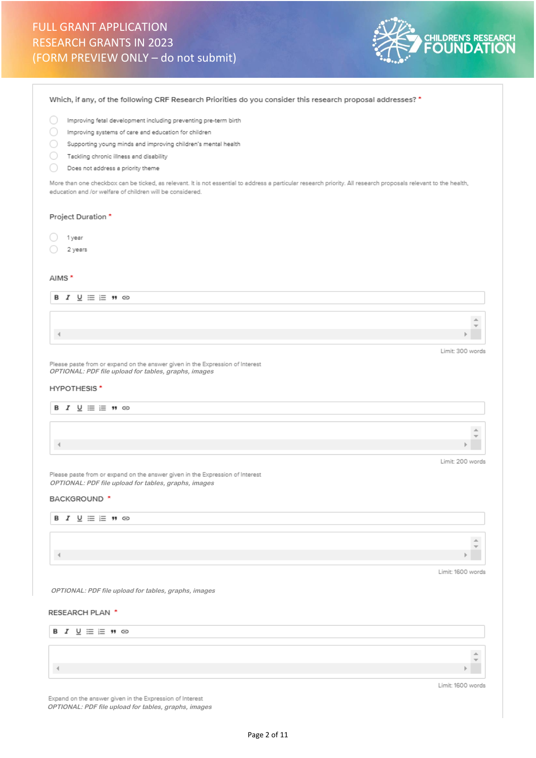FULL GRANT APPLICATION
RESEARCH GRANTS IN 2023
(FORM PREVIEW ONLY – do not submit)

CHILDREN'S RESEARCH FOUNDATION

Which, if any, of the following CRF Research Priorities do you consider this research proposal addresses? *

- Improving fetal development including preventing pre-term birth
- Improving systems of care and education for children
- Supporting young minds and improving children's mental health
- Tackling chronic illness and disability
- Does not address a priority theme

More than one checkbox can be ticked, as relevant. It is not essential to address a particular research priority. All research proposals relevant to the health, education and /or welfare of children will be considered.

Project Duration *

- 1 year
- 2 years

AIMS *

Limit: 300 words

Please paste from or expand on the answer given in the Expression of Interest
*OPTIONAL: PDF file upload for tables, graphs, images*

HYPOTHESIS *

Limit: 200 words

Please paste from or expand on the answer given in the Expression of Interest
*OPTIONAL: PDF file upload for tables, graphs, images*

BACKGROUND *

Limit: 1600 words

*OPTIONAL: PDF file upload for tables, graphs, images*

RESEARCH PLAN *

Limit: 1600 words

Expand on the answer given in the Expression of Interest
*OPTIONAL: PDF file upload for tables, graphs, images*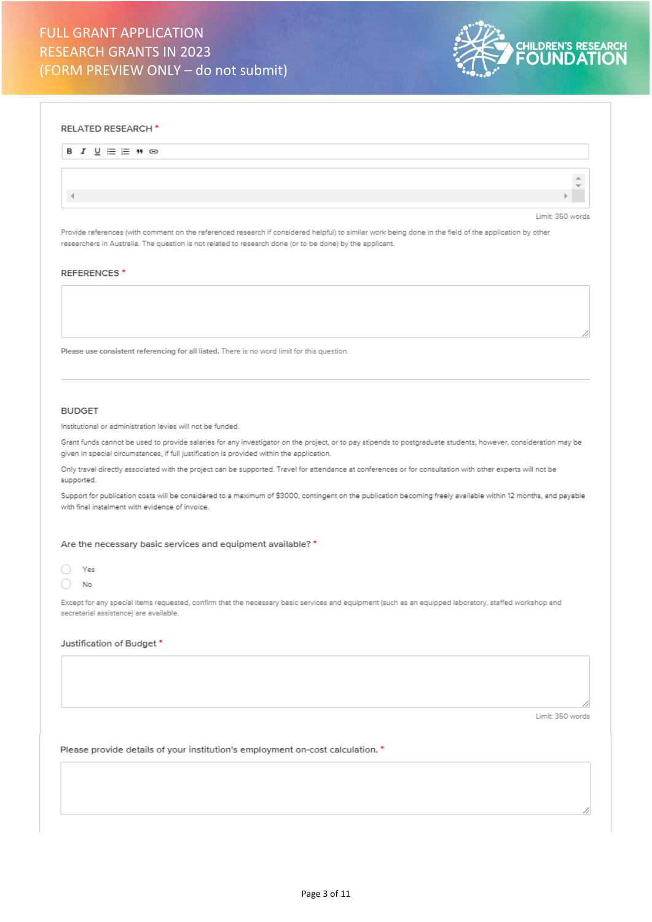RELATED RESEARCH *

Limit: 350 words

Provide references (with comment on the referenced research if considered helpful) to similar work being done in the field of the application by other researchers in Australia. The question is not related to research done (or to be done) by the applicant.

REFERENCES *

**Please use consistent referencing for all listed.** There is no word limit for this question.

---

BUDGET

Institutional or administration levies will not be funded.

Grant funds cannot be used to provide salaries for any investigator on the project, or to pay stipends to postgraduate students; however, consideration may be given in special circumstances, if full justification is provided within the application.

Only travel directly associated with the project can be supported. Travel for attendance at conferences or for consultation with other experts will not be supported.

Support for publication costs will be considered to a maximum of $3000, contingent on the publication becoming freely available within 12 months, and payable with final instalment with evidence of invoice.

Are the necessary basic services and equipment available? *

- Yes
- No

Except for any special items requested, confirm that the necessary basic services and equipment (such as an equipped laboratory, staffed workshop and secretarial assistance) are available.

Justification of Budget *

Limit: 350 words

Please provide details of your institution's employment on-cost calculation. *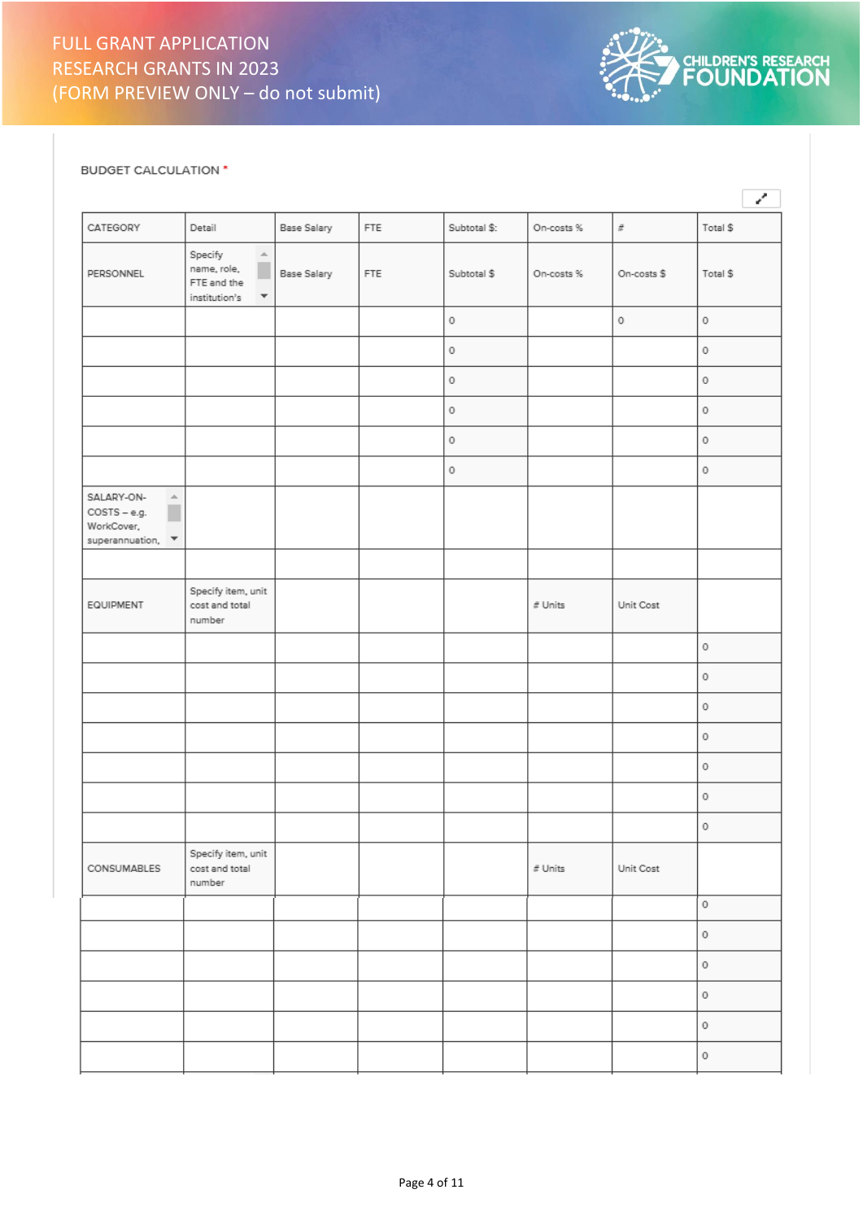FULL GRANT APPLICATION
RESEARCH GRANTS IN 2023
(FORM PREVIEW ONLY – do not submit)

CHILDREN'S RESEARCH FOUNDATION

BUDGET CALCULATION *

| CATEGORY | Detail | Base Salary | FTE | Subtotal $: | On-costs % | # | Total $ |
|---|---|---|---|---|---|---|---|
| PERSONNEL | Specify name, role, FTE and the institution's | Base Salary | FTE | Subtotal $ | On-costs % | On-costs $ | Total $ |
| | | | | 0 | | 0 | 0 |
| | | | | 0 | | | 0 |
| | | | | 0 | | | 0 |
| | | | | 0 | | | 0 |
| | | | | 0 | | | 0 |
| | | | | 0 | | | 0 |
| SALARY-ON-COSTS – e.g. WorkCover, superannuation, | | | | | | | |
| | | | | | | | |
| EQUIPMENT | Specify item, unit cost and total number | | | | # Units | Unit Cost | |
| | | | | | | | 0 |
| | | | | | | | 0 |
| | | | | | | | 0 |
| | | | | | | | 0 |
| | | | | | | | 0 |
| | | | | | | | 0 |
| | | | | | | | 0 |
| CONSUMABLES | Specify item, unit cost and total number | | | | # Units | Unit Cost | |
| | | | | | | | 0 |
| | | | | | | | 0 |
| | | | | | | | 0 |
| | | | | | | | 0 |
| | | | | | | | 0 |
| | | | | | | | 0 |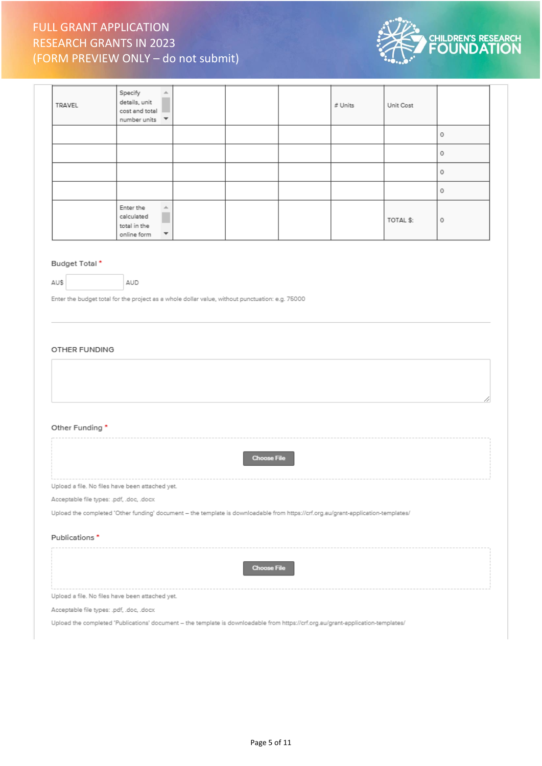FULL GRANT APPLICATION
RESEARCH GRANTS IN 2023
(FORM PREVIEW ONLY – do not submit)

| TRAVEL | Specify details, unit cost and total number units | | | | # Units | Unit Cost | |
|---|---|---|---|---|---|---|---|
| | | | | | | | 0 |
| | | | | | | | 0 |
| | | | | | | | 0 |
| | | | | | | | 0 |
| | Enter the calculated total in the online form | | | | | TOTAL $: | 0 |

**Budget Total** *

AU$ ________ AUD

Enter the budget total for the project as a whole dollar value, without punctuation: e.g. 75000

---

## OTHER FUNDING

**Other Funding** *

Choose File

Upload a file. No files have been attached yet.

Acceptable file types: .pdf, .doc, .docx

Upload the completed 'Other funding' document – the template is downloadable from https://crf.org.au/grant-application-templates/

**Publications** *

Choose File

Upload a file. No files have been attached yet.

Acceptable file types: .pdf, .doc, .docx

Upload the completed 'Publications' document – the template is downloadable from https://crf.org.au/grant-application-templates/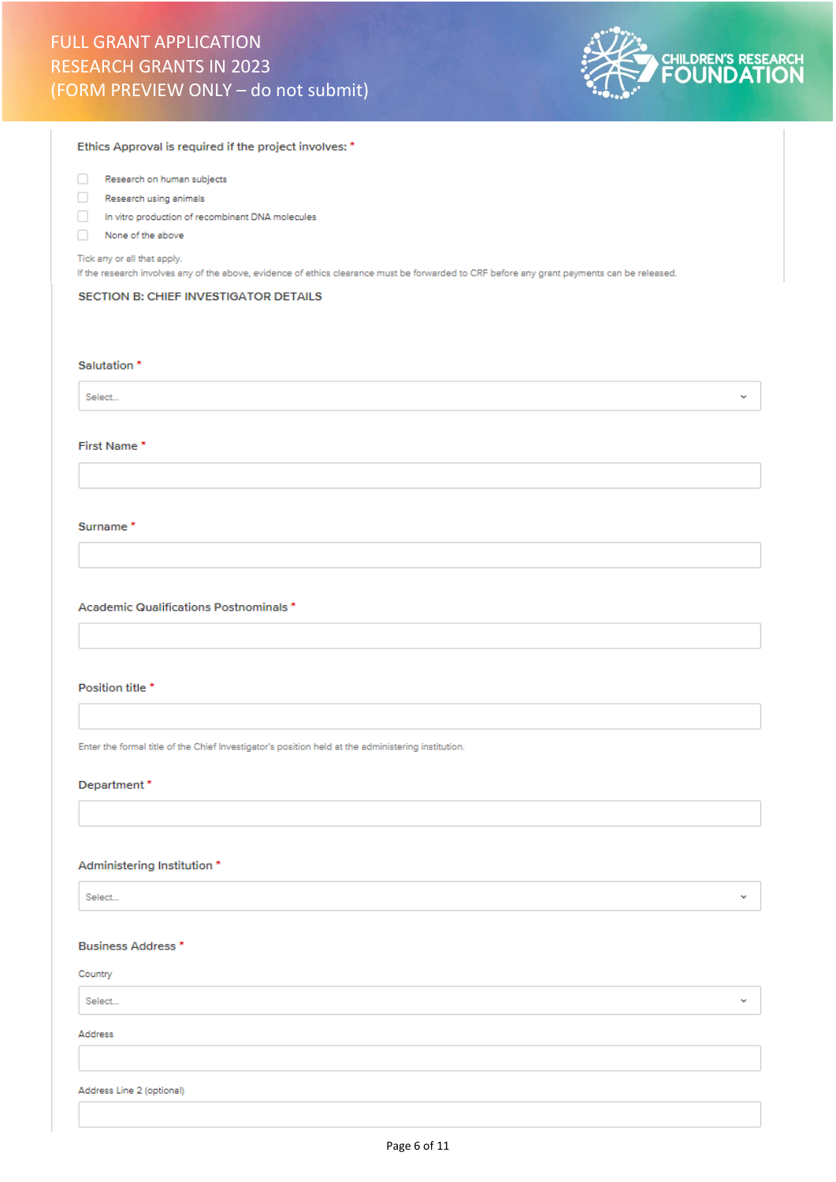Ethics Approval is required if the project involves: *

- [ ] Research on human subjects
- [ ] Research using animals
- [ ] In vitro production of recombinant DNA molecules
- [ ] None of the above

Tick any or all that apply.
If the research involves any of the above, evidence of ethics clearance must be forwarded to CRF before any grant payments can be released.

## SECTION B: CHIEF INVESTIGATOR DETAILS

**Salutation** *

Select...

**First Name** *

**Surname** *

**Academic Qualifications Postnominals** *

**Position title** *

Enter the formal title of the Chief Investigator's position held at the administering institution.

**Department** *

**Administering Institution** *

Select...

**Business Address** *

Country

Select...

Address

Address Line 2 (optional)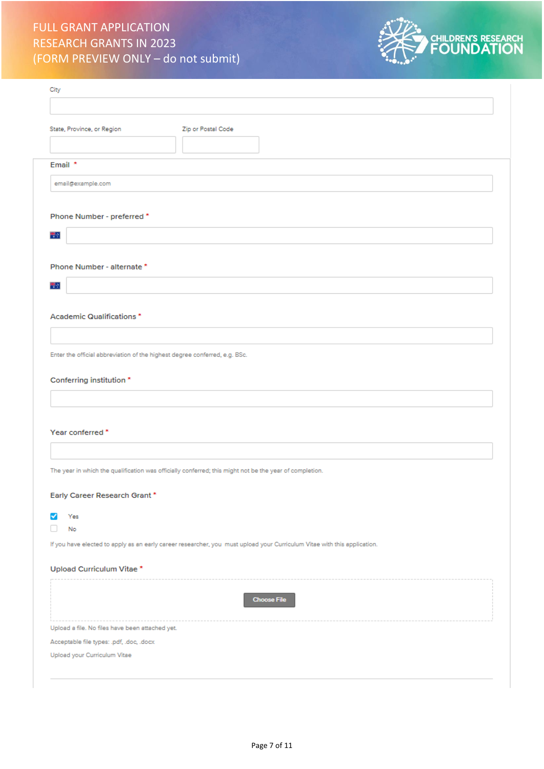FULL GRANT APPLICATION
RESEARCH GRANTS IN 2023
(FORM PREVIEW ONLY – do not submit)

City

State, Province, or Region

Zip or Postal Code

**Email** *

email@example.com

**Phone Number - preferred** *

**Phone Number - alternate** *

**Academic Qualifications** *

Enter the official abbreviation of the highest degree conferred, e.g. BSc.

**Conferring institution** *

**Year conferred** *

The year in which the qualification was officially conferred; this might not be the year of completion.

**Early Career Research Grant** *

- [x] Yes
- [ ] No

If you have elected to apply as an early career researcher, you must upload your Curriculum Vitae with this application.

**Upload Curriculum Vitae** *

Choose File

Upload a file. No files have been attached yet.

Acceptable file types: .pdf, .doc, .docx

Upload your Curriculum Vitae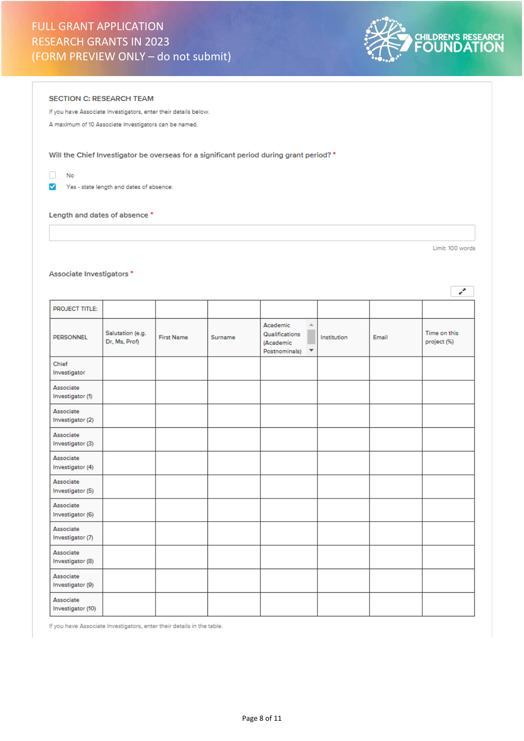FULL GRANT APPLICATION
RESEARCH GRANTS IN 2023
(FORM PREVIEW ONLY – do not submit)

CHILDREN'S RESEARCH FOUNDATION

## SECTION C: RESEARCH TEAM

If you have Associate Investigators, enter their details below.

A maximum of 10 Associate Investigators can be named.

Will the Chief Investigator be overseas for a significant period during grant period? *

- [ ] No
- [x] Yes - state length and dates of absence:

Length and dates of absence *

Limit: 100 words

Associate Investigators *

| PROJECT TITLE: | | | | | | | |
|---|---|---|---|---|---|---|---|
| PERSONNEL | Salutation (e.g. Dr, Ms, Prof) | First Name | Surname | Academic Qualifications (Academic Postnominals) | Institution | Email | Time on this project (%) |
| Chief Investigator | | | | | | | |
| Associate Investigator (1) | | | | | | | |
| Associate Investigator (2) | | | | | | | |
| Associate Investigator (3) | | | | | | | |
| Associate Investigator (4) | | | | | | | |
| Associate Investigator (5) | | | | | | | |
| Associate Investigator (6) | | | | | | | |
| Associate Investigator (7) | | | | | | | |
| Associate Investigator (8) | | | | | | | |
| Associate Investigator (9) | | | | | | | |
| Associate Investigator (10) | | | | | | | |

If you have Associate Investigators, enter their details in the table.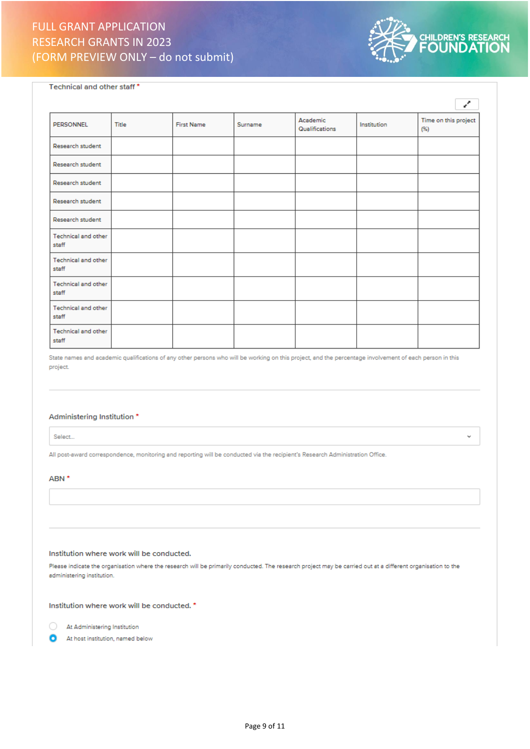Technical and other staff *

| PERSONNEL | Title | First Name | Surname | Academic Qualifications | Institution | Time on this project (%) |
|---|---|---|---|---|---|---|
| Research student | | | | | | |
| Research student | | | | | | |
| Research student | | | | | | |
| Research student | | | | | | |
| Research student | | | | | | |
| Technical and other staff | | | | | | |
| Technical and other staff | | | | | | |
| Technical and other staff | | | | | | |
| Technical and other staff | | | | | | |
| Technical and other staff | | | | | | |

State names and academic qualifications of any other persons who will be working on this project, and the percentage involvement of each person in this project.

---

Administering Institution *

Select...

All post-award correspondence, monitoring and reporting will be conducted via the recipient's Research Administration Office.

ABN *

---

Institution where work will be conducted.

Please indicate the organisation where the research will be primarily conducted. The research project may be carried out at a different organisation to the administering institution.

Institution where work will be conducted. *

- ○ At Administering Institution
- ◉ At host institution, named below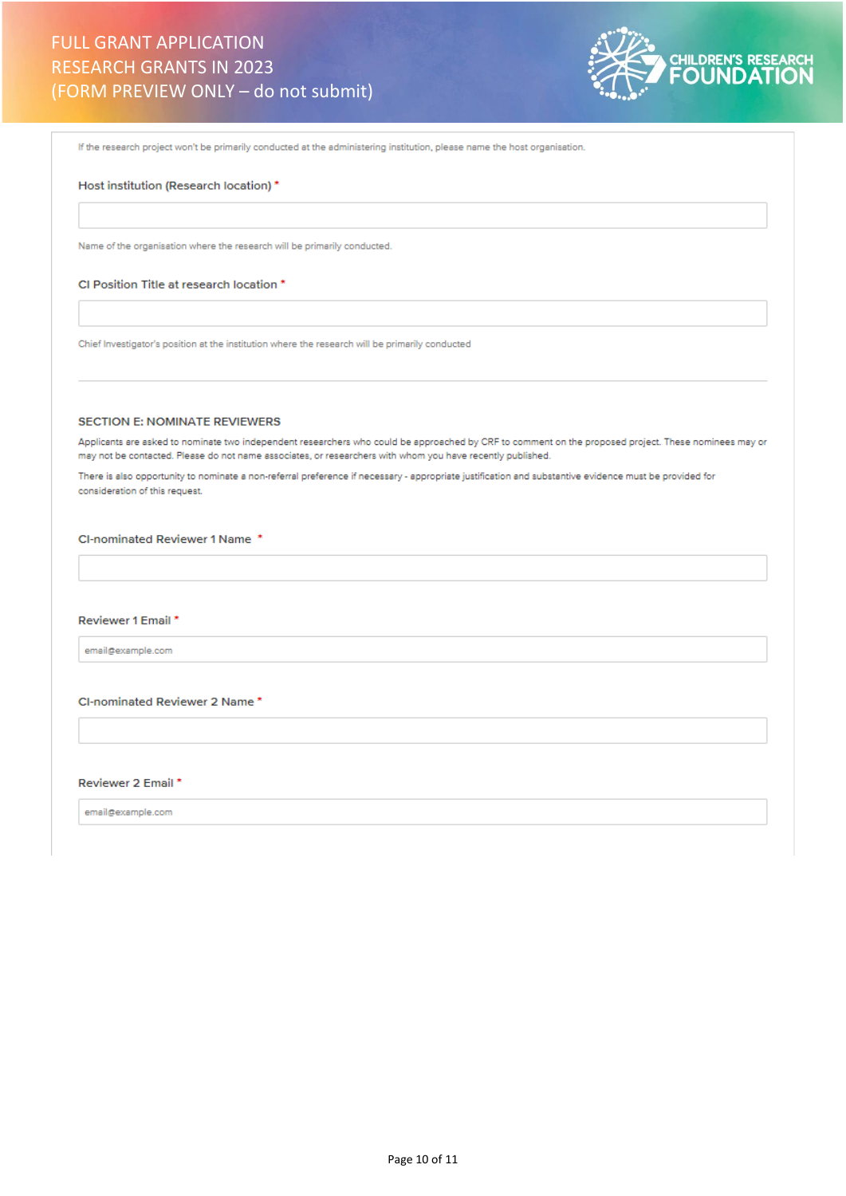If the research project won't be primarily conducted at the administering institution, please name the host organisation.

**Host institution (Research location)** *

Name of the organisation where the research will be primarily conducted.

**CI Position Title at research location** *

Chief Investigator's position at the institution where the research will be primarily conducted

---

### SECTION E: NOMINATE REVIEWERS

Applicants are asked to nominate two independent researchers who could be approached by CRF to comment on the proposed project. These nominees may or may not be contacted. Please do not name associates, or researchers with whom you have recently published.

There is also opportunity to nominate a non-referral preference if necessary - appropriate justification and substantive evidence must be provided for consideration of this request.

**CI-nominated Reviewer 1 Name** *

**Reviewer 1 Email** *

email@example.com

**CI-nominated Reviewer 2 Name** *

**Reviewer 2 Email** *

email@example.com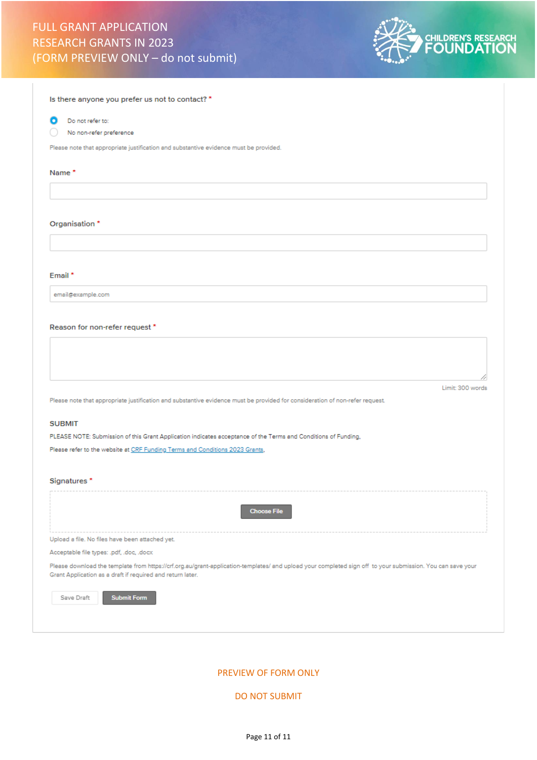FULL GRANT APPLICATION
RESEARCH GRANTS IN 2023
(FORM PREVIEW ONLY – do not submit)

CHILDREN'S RESEARCH FOUNDATION

Is there anyone you prefer us not to contact? *

- (●) Do not refer to:
- ( ) No non-refer preference

Please note that appropriate justification and substantive evidence must be provided.

Name *

Organisation *

Email *

email@example.com

Reason for non-refer request *

Limit: 300 words

Please note that appropriate justification and substantive evidence must be provided for consideration of non-refer request.

**SUBMIT**

PLEASE NOTE: Submission of this Grant Application indicates acceptance of the Terms and Conditions of Funding.

Please refer to the website at CRF Funding Terms and Conditions 2023 Grants.

Signatures *

Choose File

Upload a file. No files have been attached yet.

Acceptable file types: .pdf, .doc, .docx

Please download the template from https://crf.org.au/grant-application-templates/ and upload your completed sign off to your submission. You can save your Grant Application as a draft if required and return later.

Save Draft | Submit Form

PREVIEW OF FORM ONLY

DO NOT SUBMIT